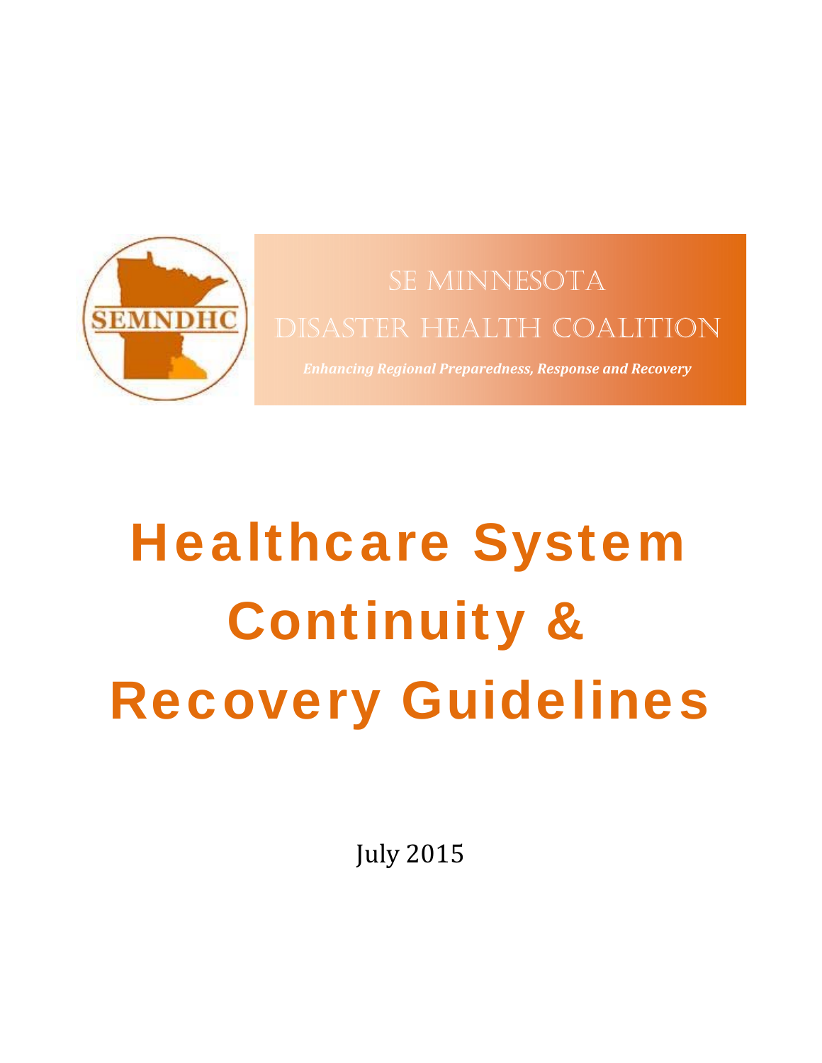SEMNDHC

SE MINNESOTA

DISASTER HEALTH COALITION

*Enhancing Regional Preparedness, Response and Recovery*

# Healthcare System Continuity & Recovery Guidelines

July 2015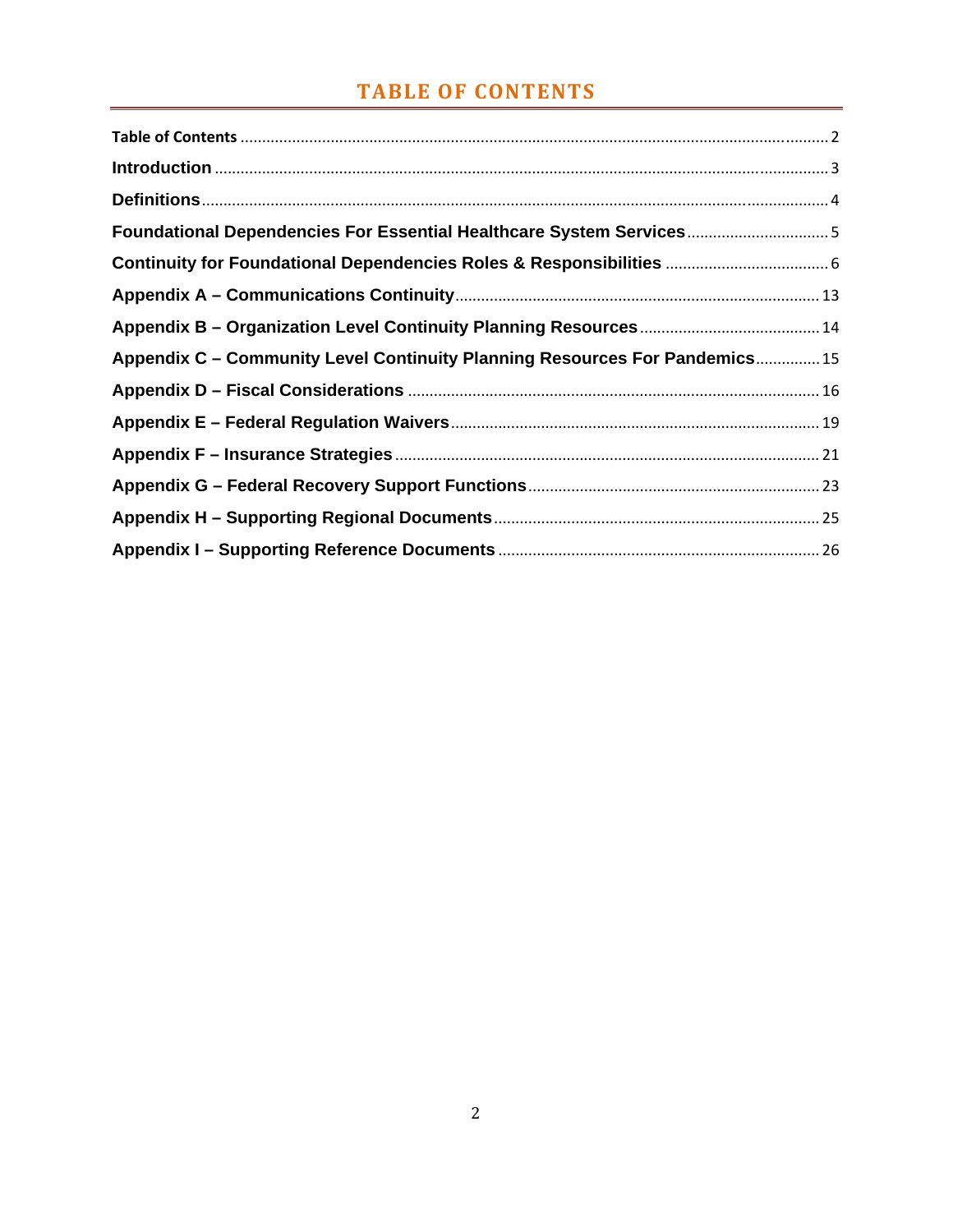# TABLE OF CONTENTS

Table of Contents ........................................................................................................................................ 2

**Introduction** ................................................................................................................................................ 3

**Definitions** .................................................................................................................................................. 4

**Foundational Dependencies For Essential Healthcare System Services** ................................. 5

**Continuity for Foundational Dependencies Roles & Responsibilities** ...................................... 6

**Appendix A – Communications Continuity** .................................................................................... 13

**Appendix B – Organization Level Continuity Planning Resources** ......................................... 14

**Appendix C – Community Level Continuity Planning Resources For Pandemics** ............... 15

**Appendix D – Fiscal Considerations** ............................................................................................... 16

**Appendix E – Federal Regulation Waivers** ..................................................................................... 19

**Appendix F – Insurance Strategies** .................................................................................................. 21

**Appendix G – Federal Recovery Support Functions** .................................................................... 23

**Appendix H – Supporting Regional Documents** ............................................................................ 25

**Appendix I – Supporting Reference Documents** ........................................................................... 26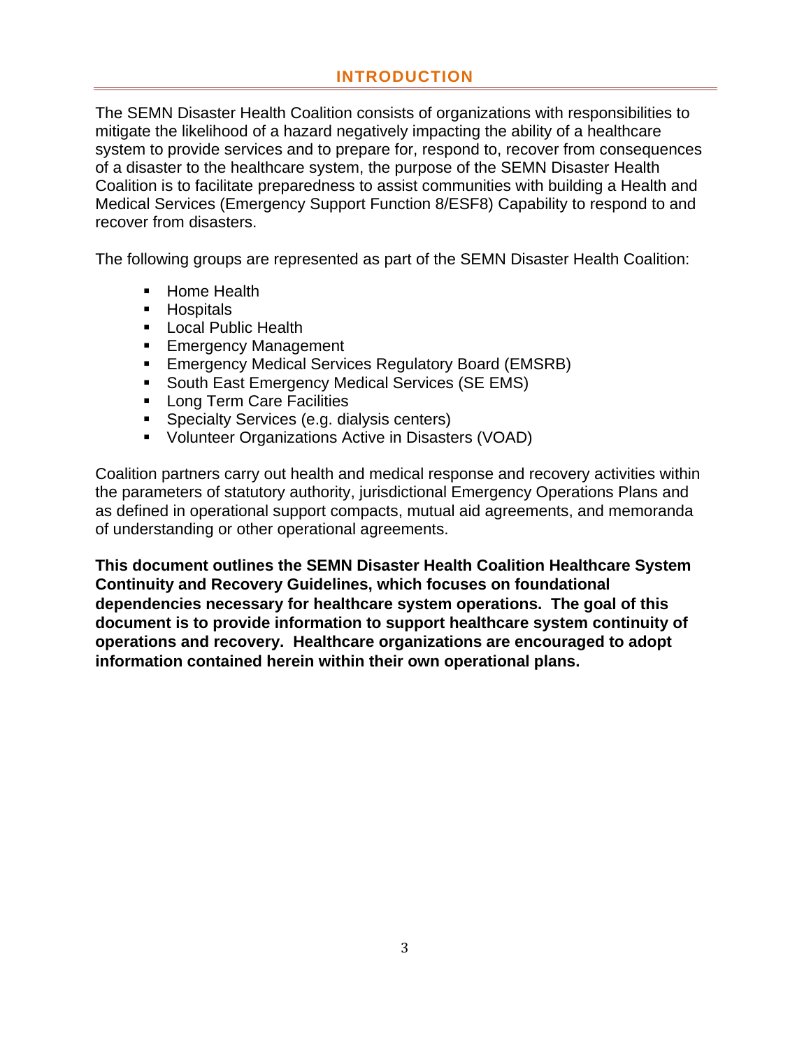## INTRODUCTION

The SEMN Disaster Health Coalition consists of organizations with responsibilities to mitigate the likelihood of a hazard negatively impacting the ability of a healthcare system to provide services and to prepare for, respond to, recover from consequences of a disaster to the healthcare system, the purpose of the SEMN Disaster Health Coalition is to facilitate preparedness to assist communities with building a Health and Medical Services (Emergency Support Function 8/ESF8) Capability to respond to and recover from disasters.

The following groups are represented as part of the SEMN Disaster Health Coalition:

- Home Health
- Hospitals
- Local Public Health
- Emergency Management
- Emergency Medical Services Regulatory Board (EMSRB)
- South East Emergency Medical Services (SE EMS)
- Long Term Care Facilities
- Specialty Services (e.g. dialysis centers)
- Volunteer Organizations Active in Disasters (VOAD)

Coalition partners carry out health and medical response and recovery activities within the parameters of statutory authority, jurisdictional Emergency Operations Plans and as defined in operational support compacts, mutual aid agreements, and memoranda of understanding or other operational agreements.

**This document outlines the SEMN Disaster Health Coalition Healthcare System Continuity and Recovery Guidelines, which focuses on foundational dependencies necessary for healthcare system operations. The goal of this document is to provide information to support healthcare system continuity of operations and recovery. Healthcare organizations are encouraged to adopt information contained herein within their own operational plans.**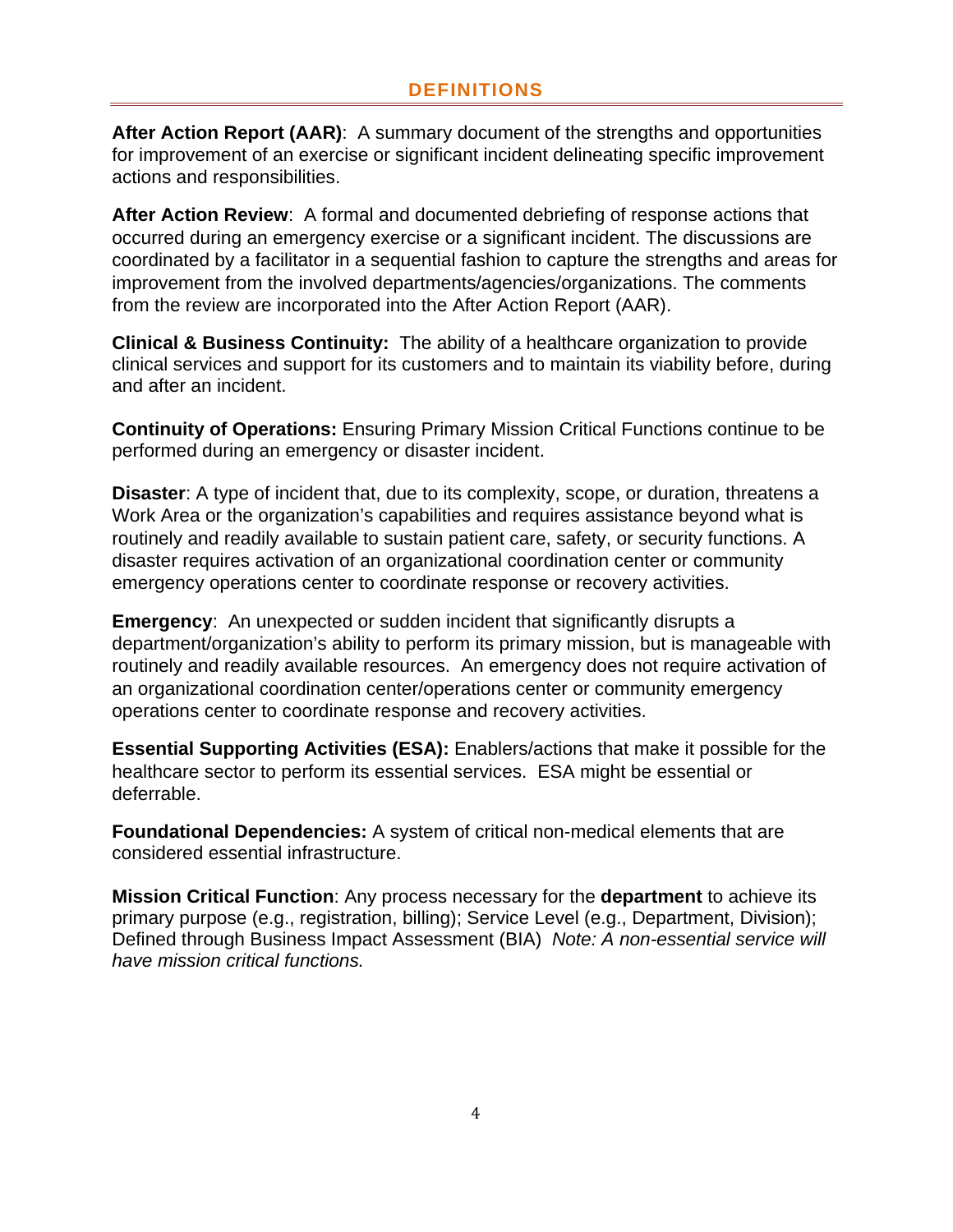## DEFINITIONS

**After Action Report (AAR)**: A summary document of the strengths and opportunities for improvement of an exercise or significant incident delineating specific improvement actions and responsibilities.

**After Action Review**: A formal and documented debriefing of response actions that occurred during an emergency exercise or a significant incident. The discussions are coordinated by a facilitator in a sequential fashion to capture the strengths and areas for improvement from the involved departments/agencies/organizations. The comments from the review are incorporated into the After Action Report (AAR).

**Clinical & Business Continuity:** The ability of a healthcare organization to provide clinical services and support for its customers and to maintain its viability before, during and after an incident.

**Continuity of Operations:** Ensuring Primary Mission Critical Functions continue to be performed during an emergency or disaster incident.

**Disaster**: A type of incident that, due to its complexity, scope, or duration, threatens a Work Area or the organization's capabilities and requires assistance beyond what is routinely and readily available to sustain patient care, safety, or security functions. A disaster requires activation of an organizational coordination center or community emergency operations center to coordinate response or recovery activities.

**Emergency**: An unexpected or sudden incident that significantly disrupts a department/organization's ability to perform its primary mission, but is manageable with routinely and readily available resources. An emergency does not require activation of an organizational coordination center/operations center or community emergency operations center to coordinate response and recovery activities.

**Essential Supporting Activities (ESA):** Enablers/actions that make it possible for the healthcare sector to perform its essential services. ESA might be essential or deferrable.

**Foundational Dependencies:** A system of critical non-medical elements that are considered essential infrastructure.

**Mission Critical Function**: Any process necessary for the **department** to achieve its primary purpose (e.g., registration, billing); Service Level (e.g., Department, Division); Defined through Business Impact Assessment (BIA) *Note: A non-essential service will have mission critical functions.*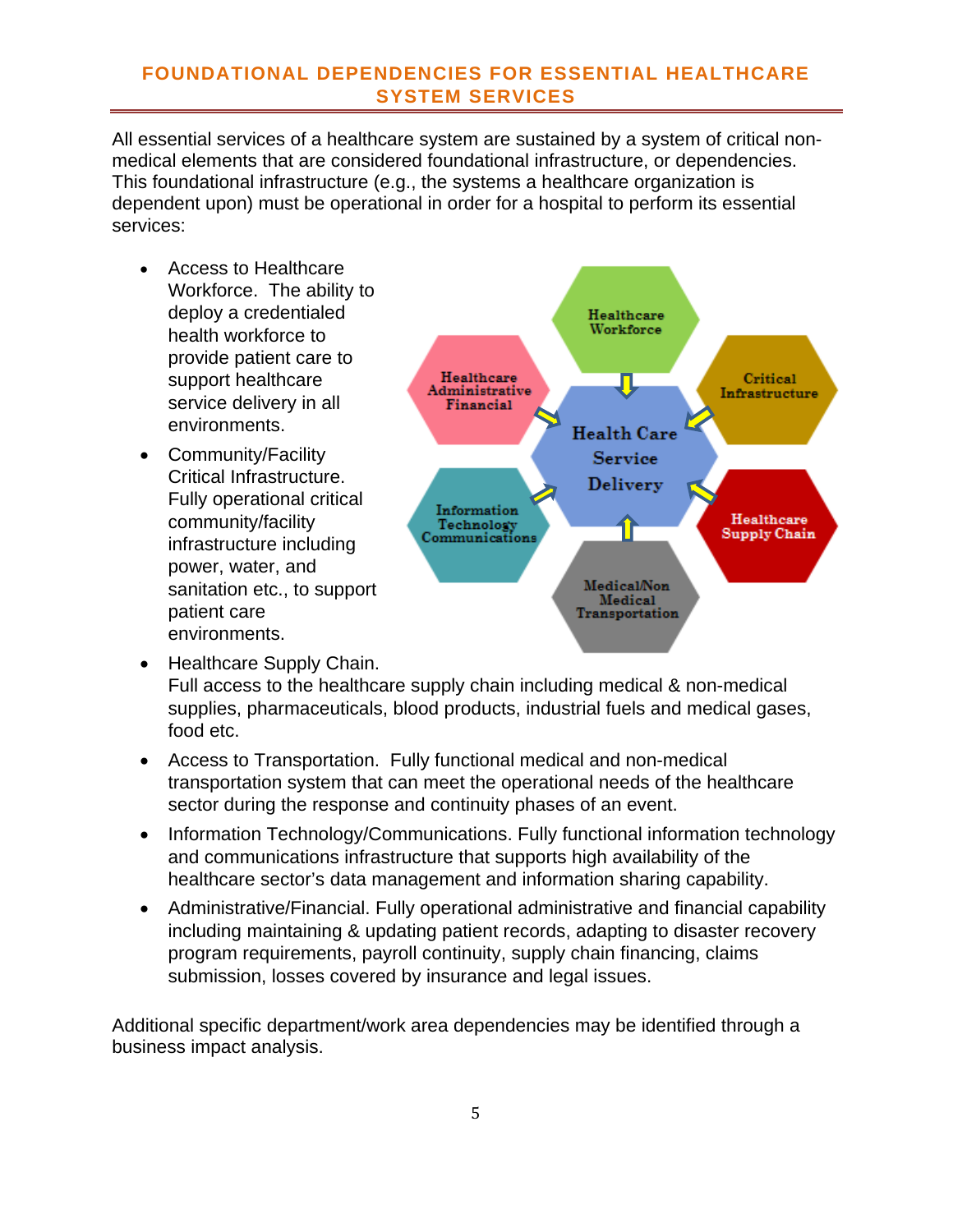## FOUNDATIONAL DEPENDENCIES FOR ESSENTIAL HEALTHCARE SYSTEM SERVICES

All essential services of a healthcare system are sustained by a system of critical non-medical elements that are considered foundational infrastructure, or dependencies. This foundational infrastructure (e.g., the systems a healthcare organization is dependent upon) must be operational in order for a hospital to perform its essential services:

- Access to Healthcare Workforce. The ability to deploy a credentialed health workforce to provide patient care to support healthcare service delivery in all environments.
- Community/Facility Critical Infrastructure. Fully operational critical community/facility infrastructure including power, water, and sanitation etc., to support patient care environments.
- Healthcare Supply Chain. Full access to the healthcare supply chain including medical & non-medical supplies, pharmaceuticals, blood products, industrial fuels and medical gases, food etc.
- Access to Transportation. Fully functional medical and non-medical transportation system that can meet the operational needs of the healthcare sector during the response and continuity phases of an event.
- Information Technology/Communications. Fully functional information technology and communications infrastructure that supports high availability of the healthcare sector's data management and information sharing capability.
- Administrative/Financial. Fully operational administrative and financial capability including maintaining & updating patient records, adapting to disaster recovery program requirements, payroll continuity, supply chain financing, claims submission, losses covered by insurance and legal issues.

Additional specific department/work area dependencies may be identified through a business impact analysis.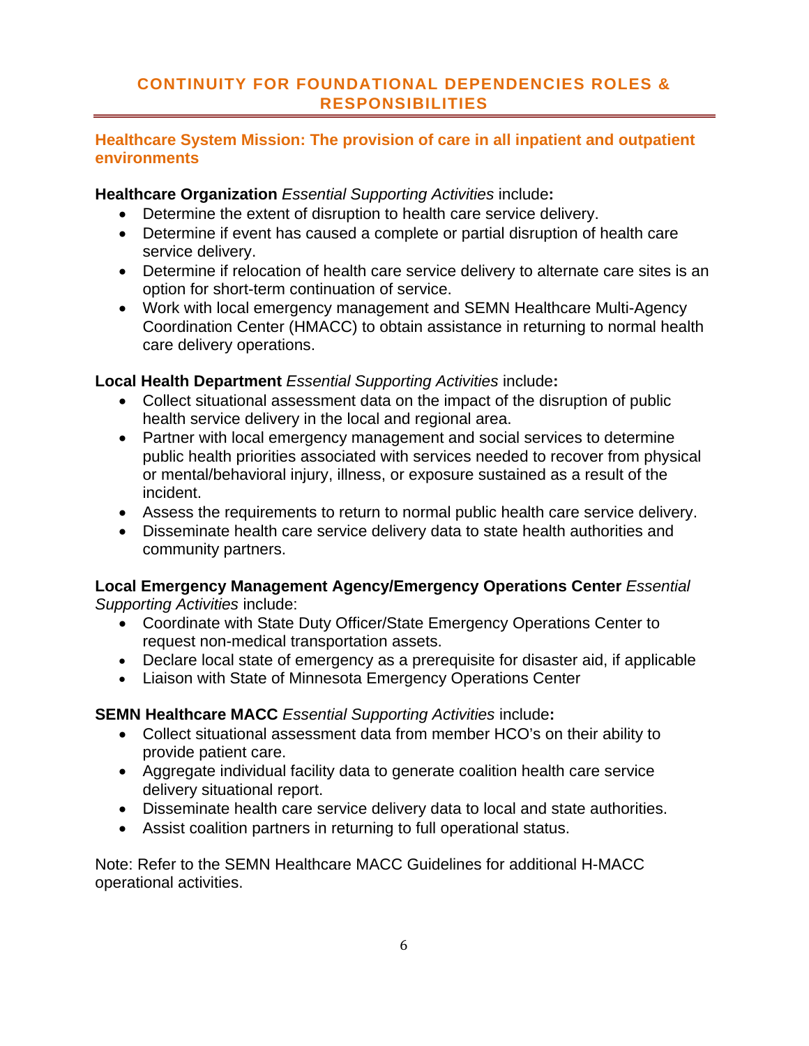## CONTINUITY FOR FOUNDATIONAL DEPENDENCIES ROLES & RESPONSIBILITIES

### Healthcare System Mission: The provision of care in all inpatient and outpatient environments

**Healthcare Organization** *Essential Supporting Activities* include**:**

- Determine the extent of disruption to health care service delivery.
- Determine if event has caused a complete or partial disruption of health care service delivery.
- Determine if relocation of health care service delivery to alternate care sites is an option for short-term continuation of service.
- Work with local emergency management and SEMN Healthcare Multi-Agency Coordination Center (HMACC) to obtain assistance in returning to normal health care delivery operations.

**Local Health Department** *Essential Supporting Activities* include**:**

- Collect situational assessment data on the impact of the disruption of public health service delivery in the local and regional area.
- Partner with local emergency management and social services to determine public health priorities associated with services needed to recover from physical or mental/behavioral injury, illness, or exposure sustained as a result of the incident.
- Assess the requirements to return to normal public health care service delivery.
- Disseminate health care service delivery data to state health authorities and community partners.

**Local Emergency Management Agency/Emergency Operations Center** *Essential Supporting Activities* include:

- Coordinate with State Duty Officer/State Emergency Operations Center to request non-medical transportation assets.
- Declare local state of emergency as a prerequisite for disaster aid, if applicable
- Liaison with State of Minnesota Emergency Operations Center

**SEMN Healthcare MACC** *Essential Supporting Activities* include**:**

- Collect situational assessment data from member HCO's on their ability to provide patient care.
- Aggregate individual facility data to generate coalition health care service delivery situational report.
- Disseminate health care service delivery data to local and state authorities.
- Assist coalition partners in returning to full operational status.

Note: Refer to the SEMN Healthcare MACC Guidelines for additional H-MACC operational activities.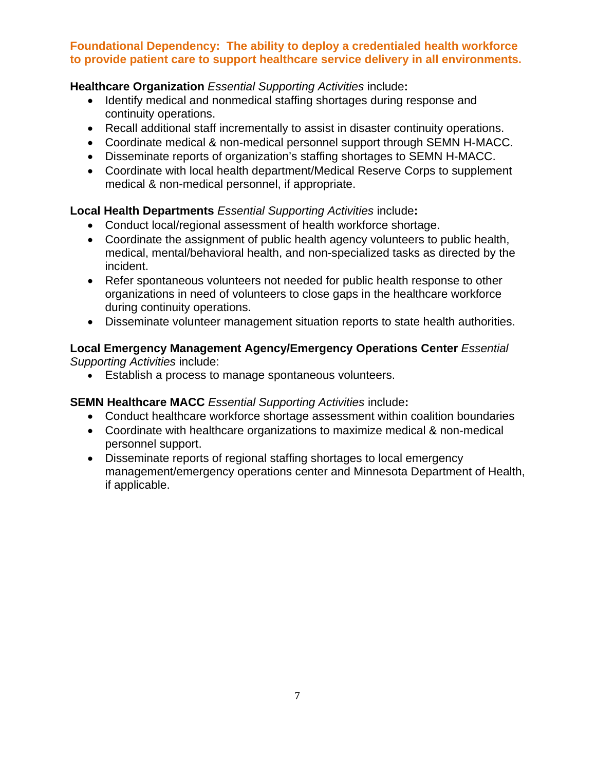**Foundational Dependency: The ability to deploy a credentialed health workforce to provide patient care to support healthcare service delivery in all environments.**

**Healthcare Organization** *Essential Supporting Activities* include**:**

- Identify medical and nonmedical staffing shortages during response and continuity operations.
- Recall additional staff incrementally to assist in disaster continuity operations.
- Coordinate medical & non-medical personnel support through SEMN H-MACC.
- Disseminate reports of organization's staffing shortages to SEMN H-MACC.
- Coordinate with local health department/Medical Reserve Corps to supplement medical & non-medical personnel, if appropriate.

**Local Health Departments** *Essential Supporting Activities* include**:**

- Conduct local/regional assessment of health workforce shortage.
- Coordinate the assignment of public health agency volunteers to public health, medical, mental/behavioral health, and non-specialized tasks as directed by the incident.
- Refer spontaneous volunteers not needed for public health response to other organizations in need of volunteers to close gaps in the healthcare workforce during continuity operations.
- Disseminate volunteer management situation reports to state health authorities.

**Local Emergency Management Agency/Emergency Operations Center** *Essential Supporting Activities* include:

- Establish a process to manage spontaneous volunteers.

**SEMN Healthcare MACC** *Essential Supporting Activities* include**:**

- Conduct healthcare workforce shortage assessment within coalition boundaries
- Coordinate with healthcare organizations to maximize medical & non-medical personnel support.
- Disseminate reports of regional staffing shortages to local emergency management/emergency operations center and Minnesota Department of Health, if applicable.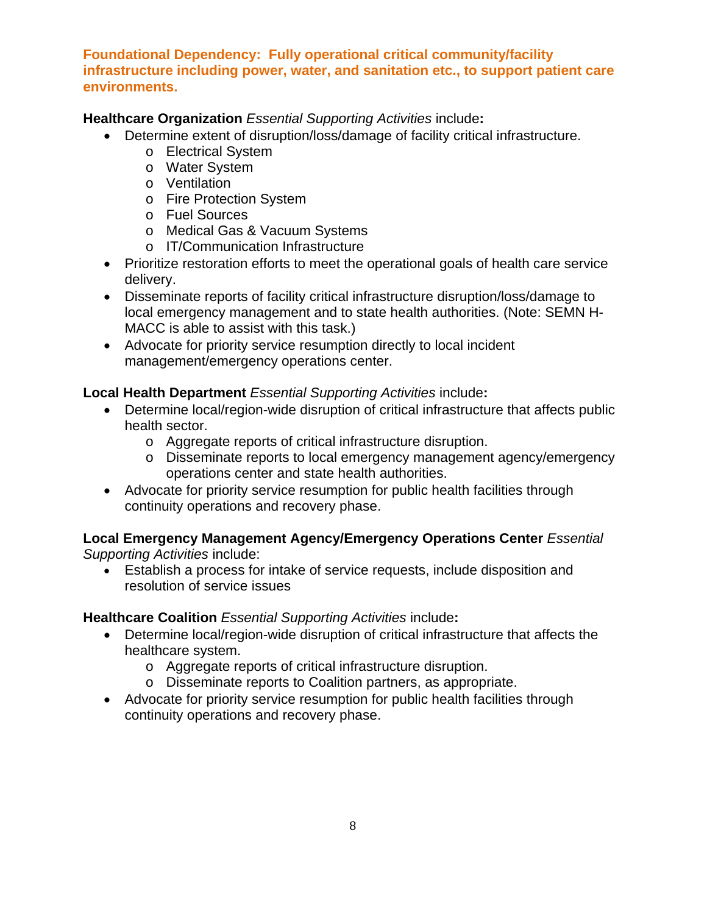**Foundational Dependency: Fully operational critical community/facility infrastructure including power, water, and sanitation etc., to support patient care environments.**

**Healthcare Organization** *Essential Supporting Activities* include**:**

- Determine extent of disruption/loss/damage of facility critical infrastructure.
  - Electrical System
  - Water System
  - Ventilation
  - Fire Protection System
  - Fuel Sources
  - Medical Gas & Vacuum Systems
  - IT/Communication Infrastructure
- Prioritize restoration efforts to meet the operational goals of health care service delivery.
- Disseminate reports of facility critical infrastructure disruption/loss/damage to local emergency management and to state health authorities. (Note: SEMN H-MACC is able to assist with this task.)
- Advocate for priority service resumption directly to local incident management/emergency operations center.

**Local Health Department** *Essential Supporting Activities* include**:**

- Determine local/region-wide disruption of critical infrastructure that affects public health sector.
  - Aggregate reports of critical infrastructure disruption.
  - Disseminate reports to local emergency management agency/emergency operations center and state health authorities.
- Advocate for priority service resumption for public health facilities through continuity operations and recovery phase.

**Local Emergency Management Agency/Emergency Operations Center** *Essential Supporting Activities* include:

- Establish a process for intake of service requests, include disposition and resolution of service issues

**Healthcare Coalition** *Essential Supporting Activities* include**:**

- Determine local/region-wide disruption of critical infrastructure that affects the healthcare system.
  - Aggregate reports of critical infrastructure disruption.
  - Disseminate reports to Coalition partners, as appropriate.
- Advocate for priority service resumption for public health facilities through continuity operations and recovery phase.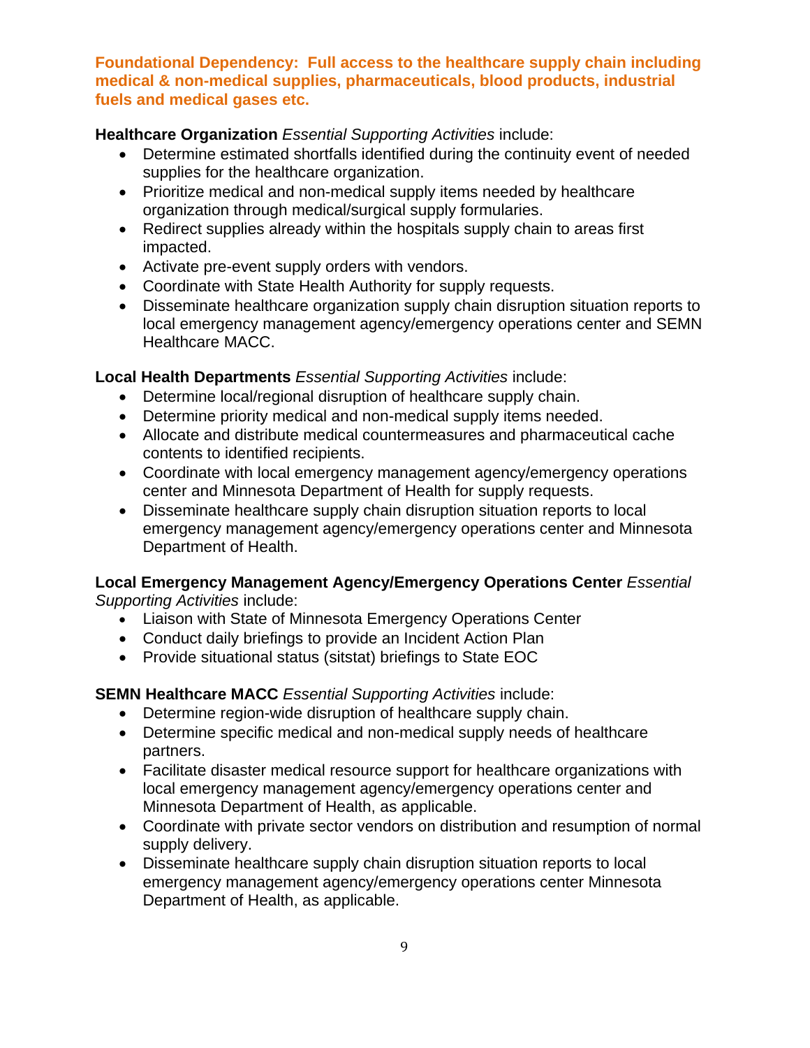**Foundational Dependency: Full access to the healthcare supply chain including medical & non-medical supplies, pharmaceuticals, blood products, industrial fuels and medical gases etc.**

**Healthcare Organization** *Essential Supporting Activities* include:

- Determine estimated shortfalls identified during the continuity event of needed supplies for the healthcare organization.
- Prioritize medical and non-medical supply items needed by healthcare organization through medical/surgical supply formularies.
- Redirect supplies already within the hospitals supply chain to areas first impacted.
- Activate pre-event supply orders with vendors.
- Coordinate with State Health Authority for supply requests.
- Disseminate healthcare organization supply chain disruption situation reports to local emergency management agency/emergency operations center and SEMN Healthcare MACC.

**Local Health Departments** *Essential Supporting Activities* include:

- Determine local/regional disruption of healthcare supply chain.
- Determine priority medical and non-medical supply items needed.
- Allocate and distribute medical countermeasures and pharmaceutical cache contents to identified recipients.
- Coordinate with local emergency management agency/emergency operations center and Minnesota Department of Health for supply requests.
- Disseminate healthcare supply chain disruption situation reports to local emergency management agency/emergency operations center and Minnesota Department of Health.

**Local Emergency Management Agency/Emergency Operations Center** *Essential Supporting Activities* include:

- Liaison with State of Minnesota Emergency Operations Center
- Conduct daily briefings to provide an Incident Action Plan
- Provide situational status (sitstat) briefings to State EOC

**SEMN Healthcare MACC** *Essential Supporting Activities* include:

- Determine region-wide disruption of healthcare supply chain.
- Determine specific medical and non-medical supply needs of healthcare partners.
- Facilitate disaster medical resource support for healthcare organizations with local emergency management agency/emergency operations center and Minnesota Department of Health, as applicable.
- Coordinate with private sector vendors on distribution and resumption of normal supply delivery.
- Disseminate healthcare supply chain disruption situation reports to local emergency management agency/emergency operations center Minnesota Department of Health, as applicable.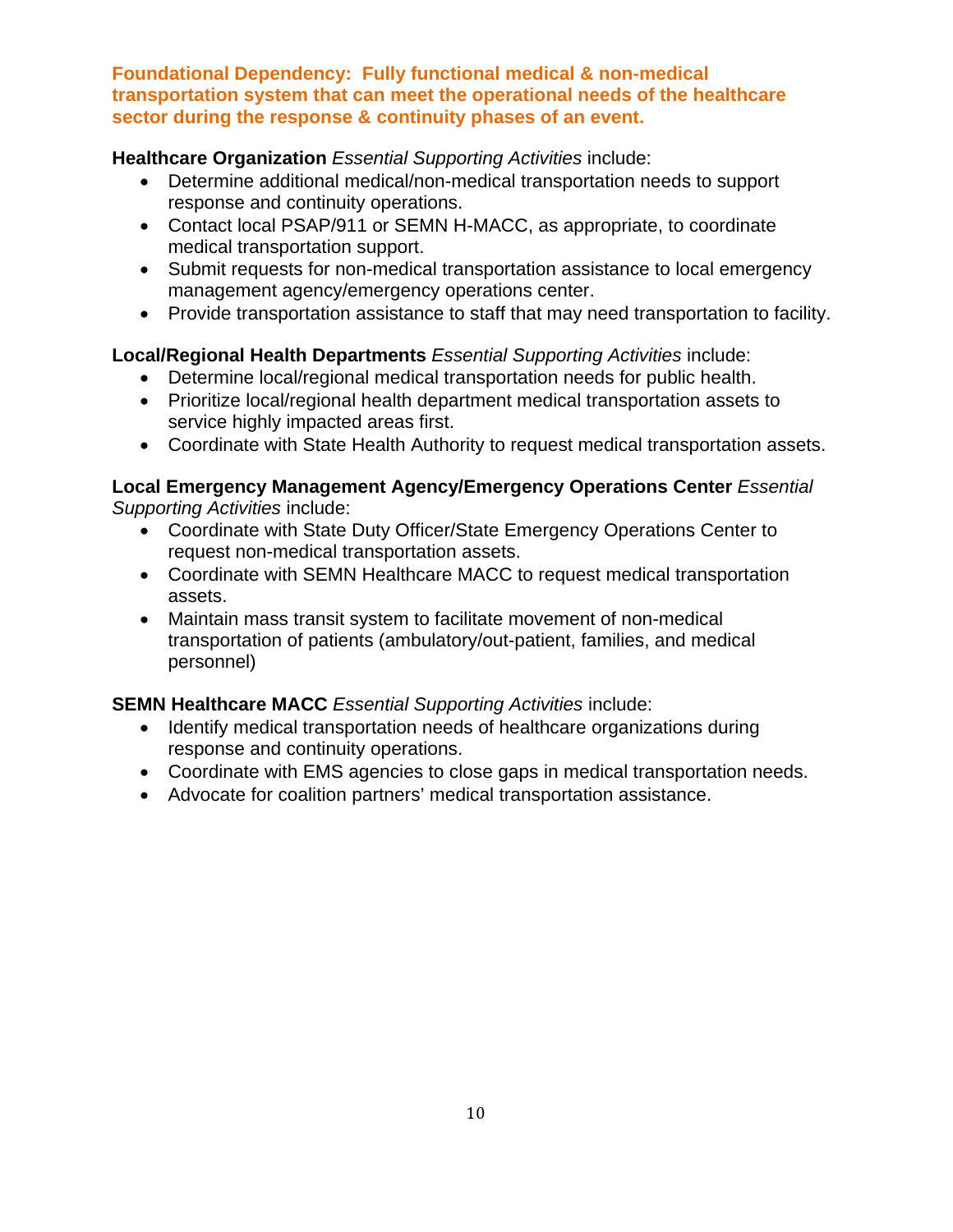**Foundational Dependency: Fully functional medical & non-medical transportation system that can meet the operational needs of the healthcare sector during the response & continuity phases of an event.**

**Healthcare Organization** *Essential Supporting Activities* include:

- Determine additional medical/non-medical transportation needs to support response and continuity operations.
- Contact local PSAP/911 or SEMN H-MACC, as appropriate, to coordinate medical transportation support.
- Submit requests for non-medical transportation assistance to local emergency management agency/emergency operations center.
- Provide transportation assistance to staff that may need transportation to facility.

**Local/Regional Health Departments** *Essential Supporting Activities* include:

- Determine local/regional medical transportation needs for public health.
- Prioritize local/regional health department medical transportation assets to service highly impacted areas first.
- Coordinate with State Health Authority to request medical transportation assets.

**Local Emergency Management Agency/Emergency Operations Center** *Essential Supporting Activities* include:

- Coordinate with State Duty Officer/State Emergency Operations Center to request non-medical transportation assets.
- Coordinate with SEMN Healthcare MACC to request medical transportation assets.
- Maintain mass transit system to facilitate movement of non-medical transportation of patients (ambulatory/out-patient, families, and medical personnel)

**SEMN Healthcare MACC** *Essential Supporting Activities* include:

- Identify medical transportation needs of healthcare organizations during response and continuity operations.
- Coordinate with EMS agencies to close gaps in medical transportation needs.
- Advocate for coalition partners' medical transportation assistance.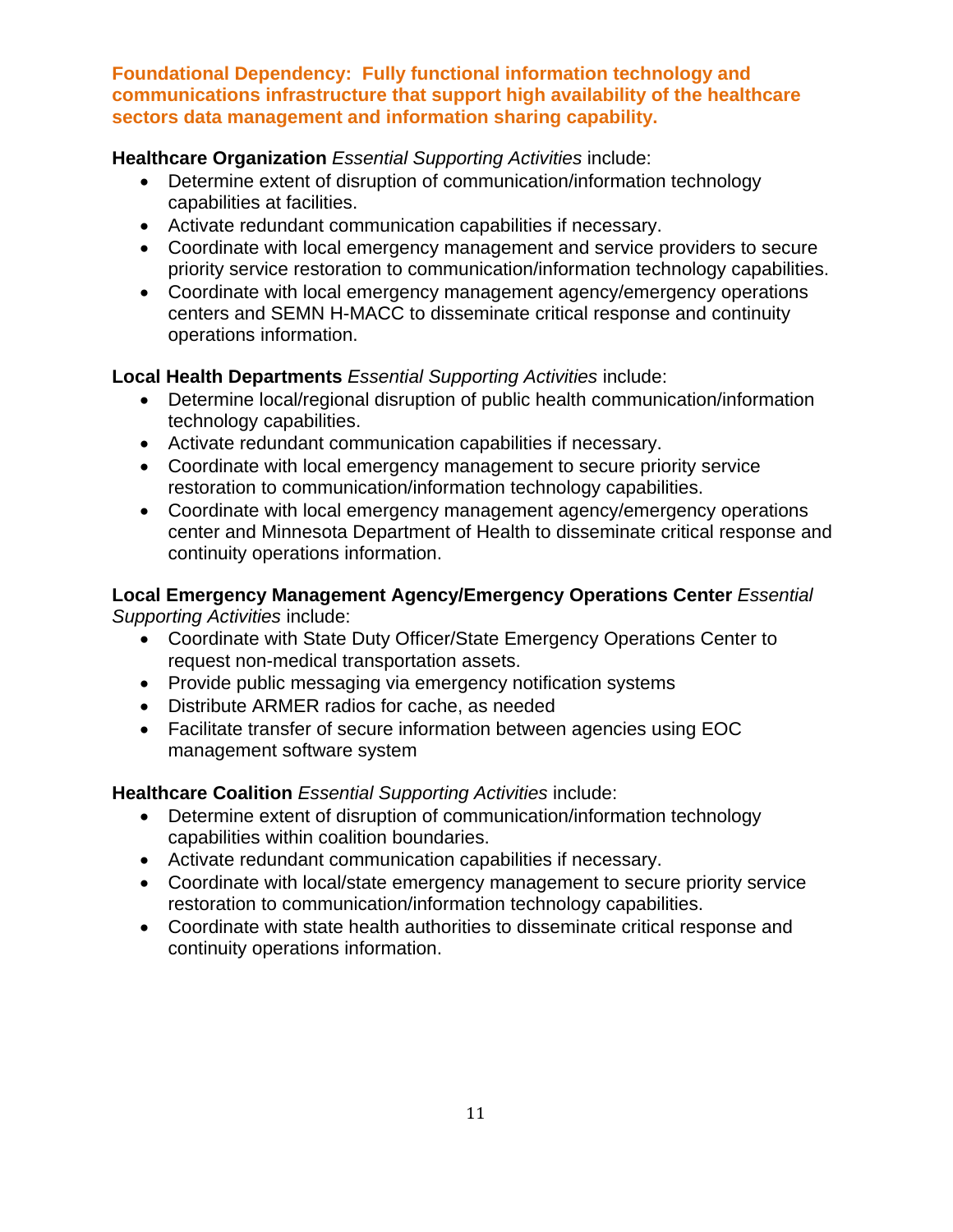**Foundational Dependency: Fully functional information technology and communications infrastructure that support high availability of the healthcare sectors data management and information sharing capability.**

**Healthcare Organization** *Essential Supporting Activities* include:

- Determine extent of disruption of communication/information technology capabilities at facilities.
- Activate redundant communication capabilities if necessary.
- Coordinate with local emergency management and service providers to secure priority service restoration to communication/information technology capabilities.
- Coordinate with local emergency management agency/emergency operations centers and SEMN H-MACC to disseminate critical response and continuity operations information.

**Local Health Departments** *Essential Supporting Activities* include:

- Determine local/regional disruption of public health communication/information technology capabilities.
- Activate redundant communication capabilities if necessary.
- Coordinate with local emergency management to secure priority service restoration to communication/information technology capabilities.
- Coordinate with local emergency management agency/emergency operations center and Minnesota Department of Health to disseminate critical response and continuity operations information.

**Local Emergency Management Agency/Emergency Operations Center** *Essential Supporting Activities* include:

- Coordinate with State Duty Officer/State Emergency Operations Center to request non-medical transportation assets.
- Provide public messaging via emergency notification systems
- Distribute ARMER radios for cache, as needed
- Facilitate transfer of secure information between agencies using EOC management software system

**Healthcare Coalition** *Essential Supporting Activities* include:

- Determine extent of disruption of communication/information technology capabilities within coalition boundaries.
- Activate redundant communication capabilities if necessary.
- Coordinate with local/state emergency management to secure priority service restoration to communication/information technology capabilities.
- Coordinate with state health authorities to disseminate critical response and continuity operations information.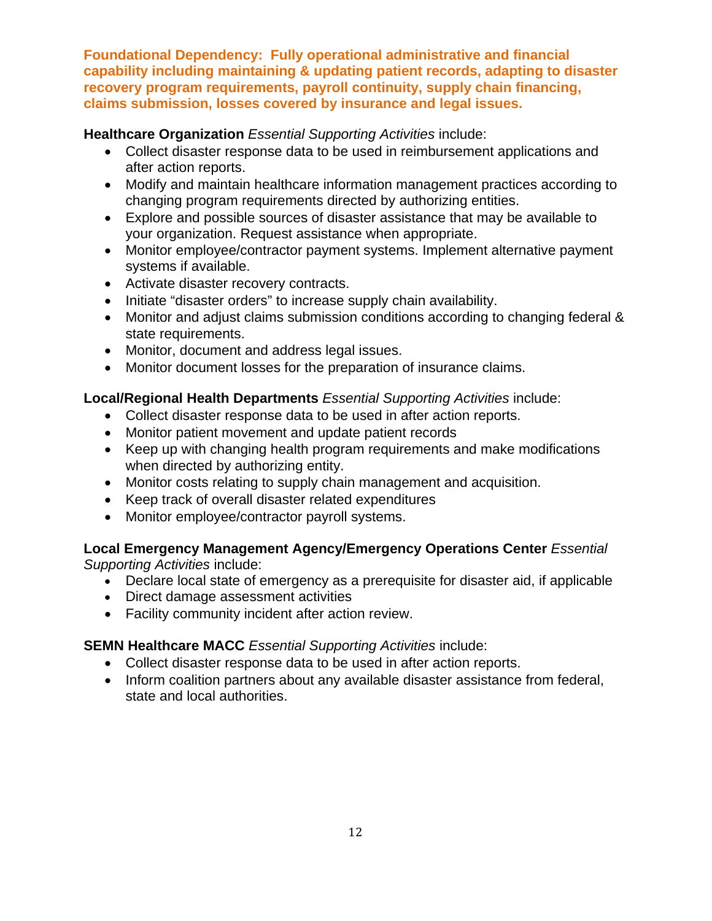**Foundational Dependency: Fully operational administrative and financial capability including maintaining & updating patient records, adapting to disaster recovery program requirements, payroll continuity, supply chain financing, claims submission, losses covered by insurance and legal issues.**

**Healthcare Organization** *Essential Supporting Activities* include:

- Collect disaster response data to be used in reimbursement applications and after action reports.
- Modify and maintain healthcare information management practices according to changing program requirements directed by authorizing entities.
- Explore and possible sources of disaster assistance that may be available to your organization. Request assistance when appropriate.
- Monitor employee/contractor payment systems. Implement alternative payment systems if available.
- Activate disaster recovery contracts.
- Initiate "disaster orders" to increase supply chain availability.
- Monitor and adjust claims submission conditions according to changing federal & state requirements.
- Monitor, document and address legal issues.
- Monitor document losses for the preparation of insurance claims.

**Local/Regional Health Departments** *Essential Supporting Activities* include:

- Collect disaster response data to be used in after action reports.
- Monitor patient movement and update patient records
- Keep up with changing health program requirements and make modifications when directed by authorizing entity.
- Monitor costs relating to supply chain management and acquisition.
- Keep track of overall disaster related expenditures
- Monitor employee/contractor payroll systems.

**Local Emergency Management Agency/Emergency Operations Center** *Essential Supporting Activities* include:

- Declare local state of emergency as a prerequisite for disaster aid, if applicable
- Direct damage assessment activities
- Facility community incident after action review.

**SEMN Healthcare MACC** *Essential Supporting Activities* include:

- Collect disaster response data to be used in after action reports.
- Inform coalition partners about any available disaster assistance from federal, state and local authorities.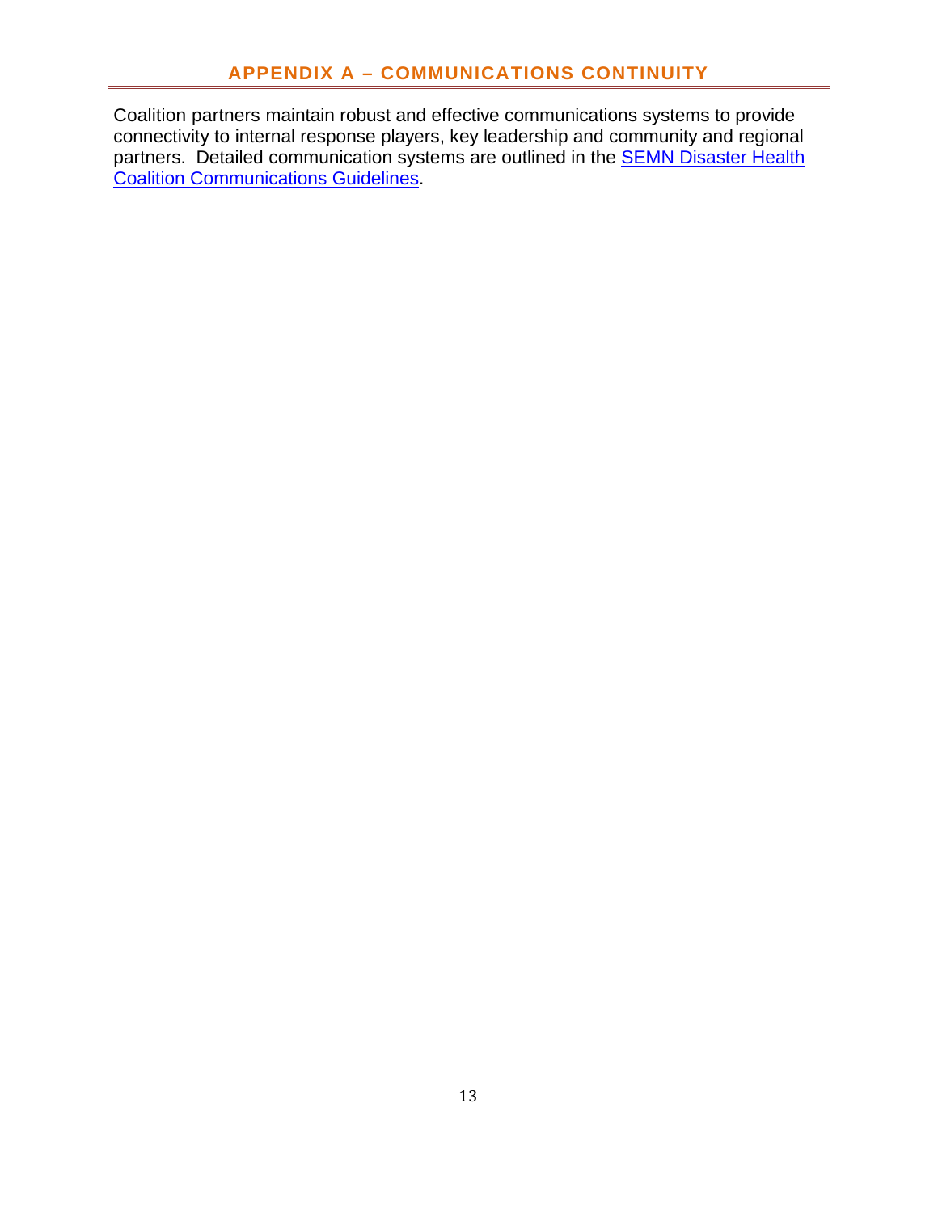## APPENDIX A – COMMUNICATIONS CONTINUITY

Coalition partners maintain robust and effective communications systems to provide connectivity to internal response players, key leadership and community and regional partners. Detailed communication systems are outlined in the SEMN Disaster Health Coalition Communications Guidelines.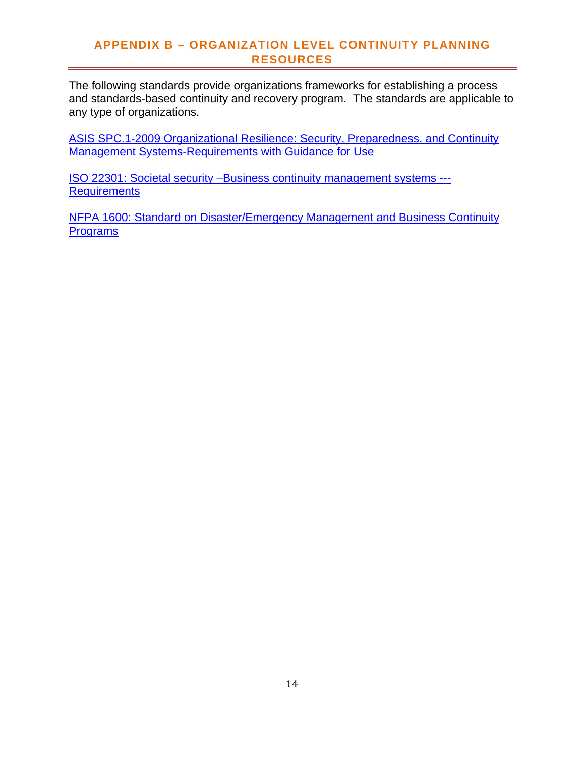## APPENDIX B – ORGANIZATION LEVEL CONTINUITY PLANNING RESOURCES

The following standards provide organizations frameworks for establishing a process and standards-based continuity and recovery program. The standards are applicable to any type of organizations.

ASIS SPC.1-2009 Organizational Resilience: Security, Preparedness, and Continuity Management Systems-Requirements with Guidance for Use

ISO 22301: Societal security –Business continuity management systems --- Requirements

NFPA 1600: Standard on Disaster/Emergency Management and Business Continuity Programs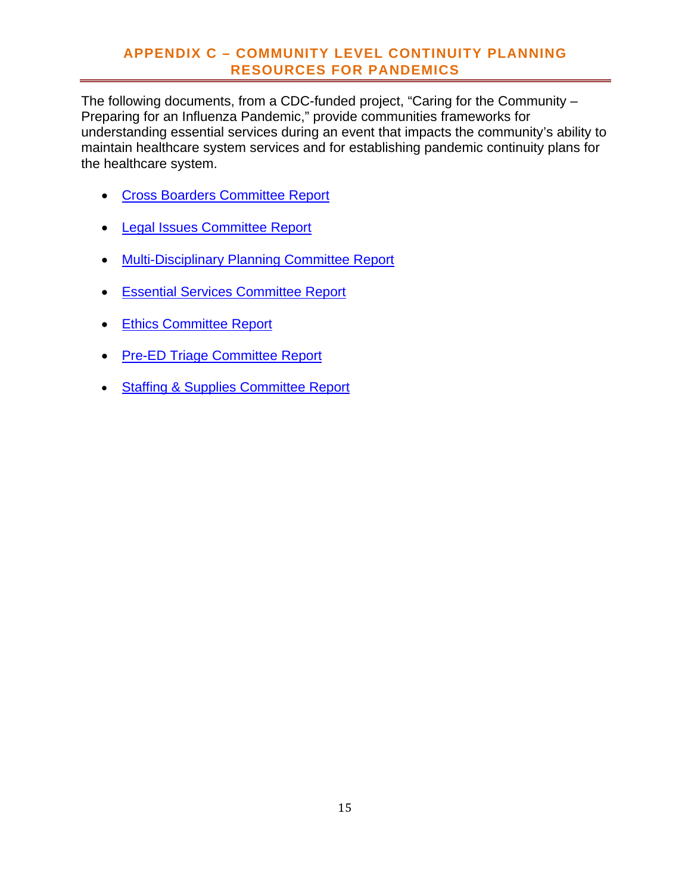## APPENDIX C – COMMUNITY LEVEL CONTINUITY PLANNING RESOURCES FOR PANDEMICS

The following documents, from a CDC-funded project, "Caring for the Community – Preparing for an Influenza Pandemic," provide communities frameworks for understanding essential services during an event that impacts the community's ability to maintain healthcare system services and for establishing pandemic continuity plans for the healthcare system.

- Cross Boarders Committee Report
- Legal Issues Committee Report
- Multi-Disciplinary Planning Committee Report
- Essential Services Committee Report
- Ethics Committee Report
- Pre-ED Triage Committee Report
- Staffing & Supplies Committee Report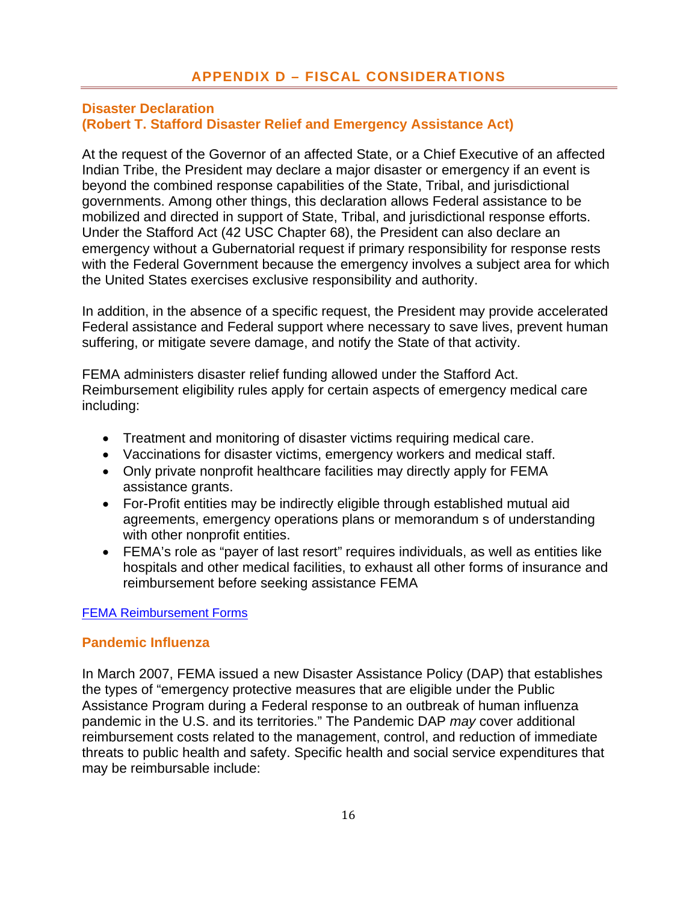# APPENDIX D – FISCAL CONSIDERATIONS

## Disaster Declaration
## (Robert T. Stafford Disaster Relief and Emergency Assistance Act)

At the request of the Governor of an affected State, or a Chief Executive of an affected Indian Tribe, the President may declare a major disaster or emergency if an event is beyond the combined response capabilities of the State, Tribal, and jurisdictional governments. Among other things, this declaration allows Federal assistance to be mobilized and directed in support of State, Tribal, and jurisdictional response efforts. Under the Stafford Act (42 USC Chapter 68), the President can also declare an emergency without a Gubernatorial request if primary responsibility for response rests with the Federal Government because the emergency involves a subject area for which the United States exercises exclusive responsibility and authority.

In addition, in the absence of a specific request, the President may provide accelerated Federal assistance and Federal support where necessary to save lives, prevent human suffering, or mitigate severe damage, and notify the State of that activity.

FEMA administers disaster relief funding allowed under the Stafford Act. Reimbursement eligibility rules apply for certain aspects of emergency medical care including:

- Treatment and monitoring of disaster victims requiring medical care.
- Vaccinations for disaster victims, emergency workers and medical staff.
- Only private nonprofit healthcare facilities may directly apply for FEMA assistance grants.
- For-Profit entities may be indirectly eligible through established mutual aid agreements, emergency operations plans or memorandum s of understanding with other nonprofit entities.
- FEMA's role as "payer of last resort" requires individuals, as well as entities like hospitals and other medical facilities, to exhaust all other forms of insurance and reimbursement before seeking assistance FEMA

FEMA Reimbursement Forms

## Pandemic Influenza

In March 2007, FEMA issued a new Disaster Assistance Policy (DAP) that establishes the types of "emergency protective measures that are eligible under the Public Assistance Program during a Federal response to an outbreak of human influenza pandemic in the U.S. and its territories." The Pandemic DAP *may* cover additional reimbursement costs related to the management, control, and reduction of immediate threats to public health and safety. Specific health and social service expenditures that may be reimbursable include: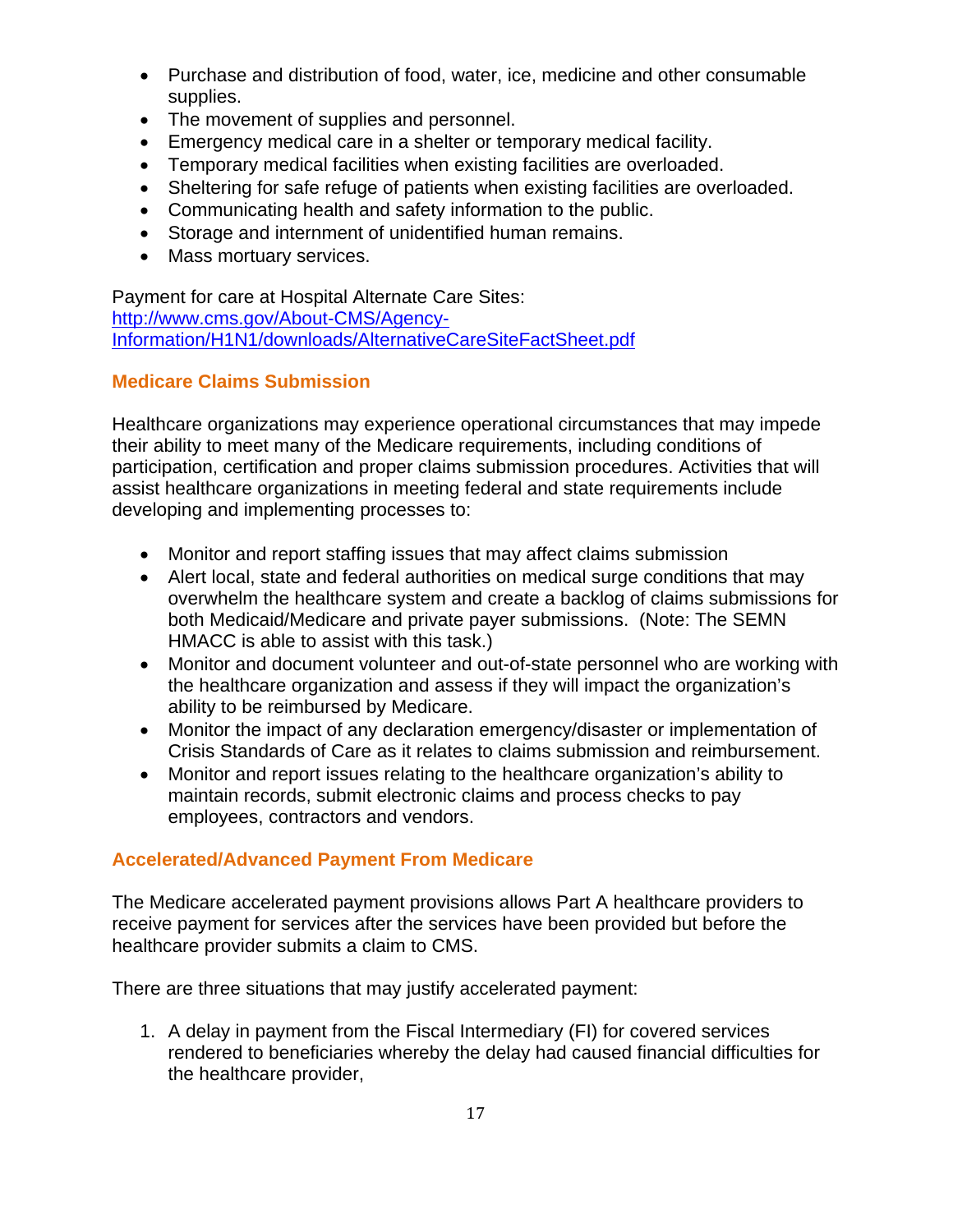- Purchase and distribution of food, water, ice, medicine and other consumable supplies.
- The movement of supplies and personnel.
- Emergency medical care in a shelter or temporary medical facility.
- Temporary medical facilities when existing facilities are overloaded.
- Sheltering for safe refuge of patients when existing facilities are overloaded.
- Communicating health and safety information to the public.
- Storage and internment of unidentified human remains.
- Mass mortuary services.

Payment for care at Hospital Alternate Care Sites:
[http://www.cms.gov/About-CMS/Agency-Information/H1N1/downloads/AlternativeCareSiteFactSheet.pdf](http://www.cms.gov/About-CMS/Agency-Information/H1N1/downloads/AlternativeCareSiteFactSheet.pdf)

### Medicare Claims Submission

Healthcare organizations may experience operational circumstances that may impede their ability to meet many of the Medicare requirements, including conditions of participation, certification and proper claims submission procedures. Activities that will assist healthcare organizations in meeting federal and state requirements include developing and implementing processes to:

- Monitor and report staffing issues that may affect claims submission
- Alert local, state and federal authorities on medical surge conditions that may overwhelm the healthcare system and create a backlog of claims submissions for both Medicaid/Medicare and private payer submissions. (Note: The SEMN HMACC is able to assist with this task.)
- Monitor and document volunteer and out-of-state personnel who are working with the healthcare organization and assess if they will impact the organization's ability to be reimbursed by Medicare.
- Monitor the impact of any declaration emergency/disaster or implementation of Crisis Standards of Care as it relates to claims submission and reimbursement.
- Monitor and report issues relating to the healthcare organization's ability to maintain records, submit electronic claims and process checks to pay employees, contractors and vendors.

### Accelerated/Advanced Payment From Medicare

The Medicare accelerated payment provisions allows Part A healthcare providers to receive payment for services after the services have been provided but before the healthcare provider submits a claim to CMS.

There are three situations that may justify accelerated payment:

1. A delay in payment from the Fiscal Intermediary (FI) for covered services rendered to beneficiaries whereby the delay had caused financial difficulties for the healthcare provider,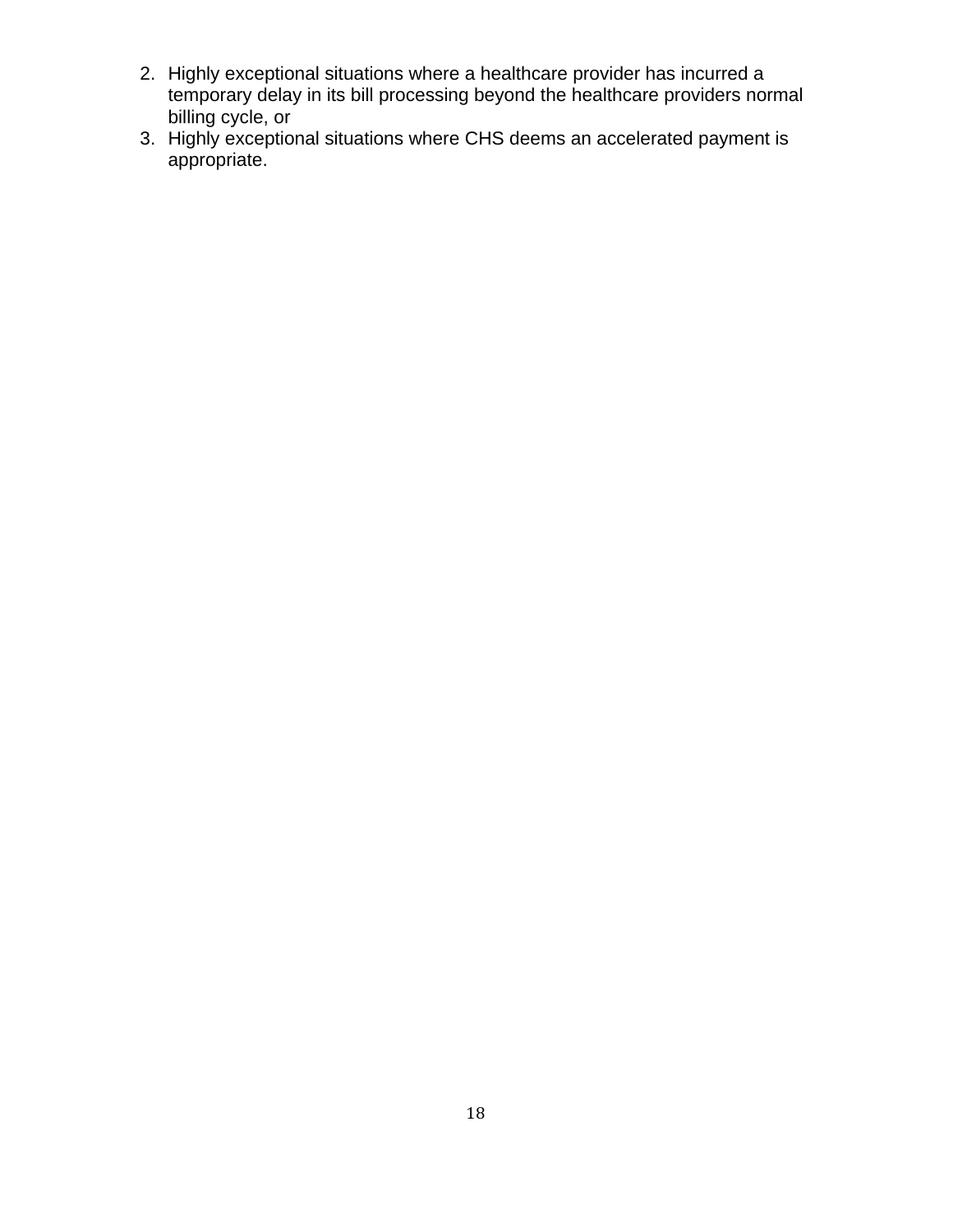2. Highly exceptional situations where a healthcare provider has incurred a temporary delay in its bill processing beyond the healthcare providers normal billing cycle, or
3. Highly exceptional situations where CHS deems an accelerated payment is appropriate.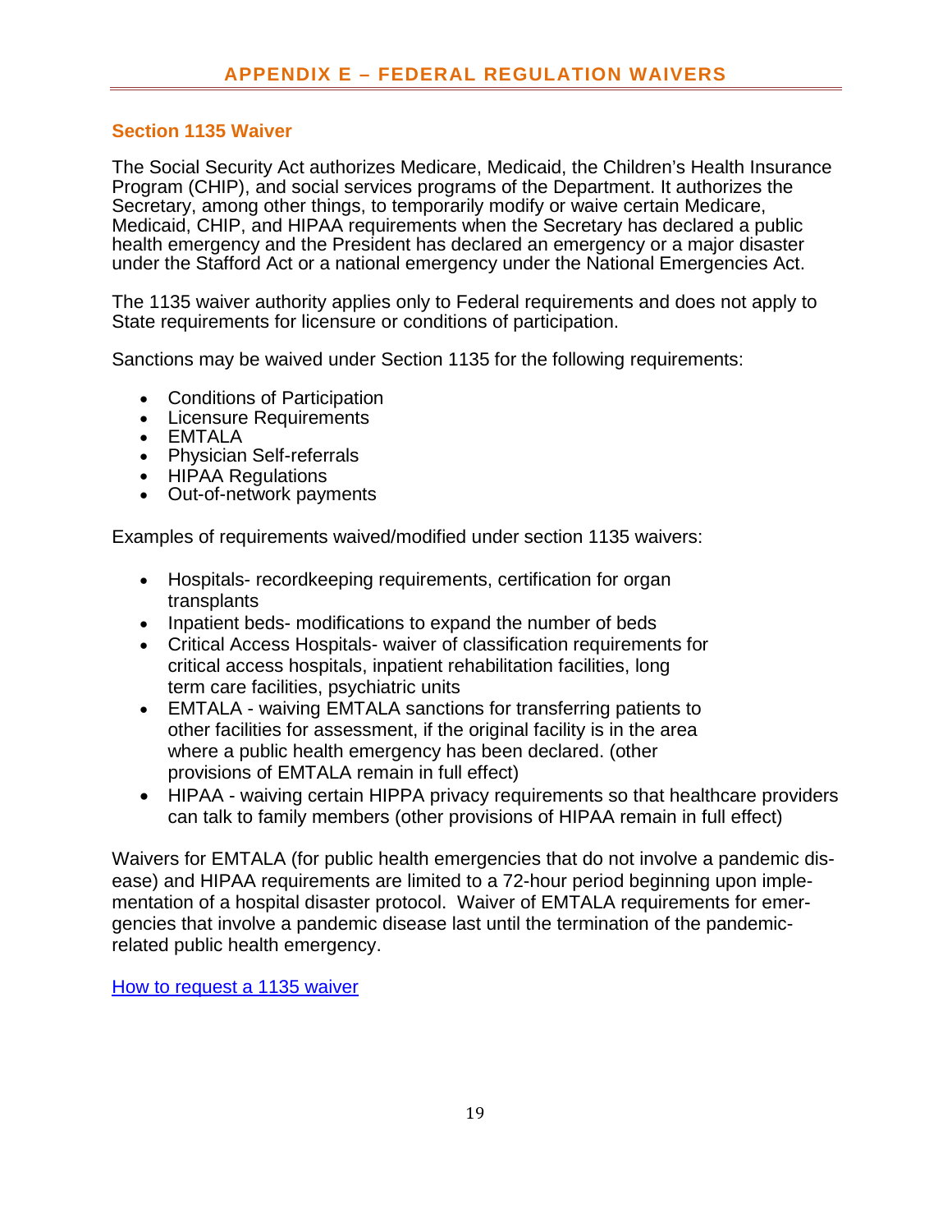# APPENDIX E – FEDERAL REGULATION WAIVERS

## Section 1135 Waiver

The Social Security Act authorizes Medicare, Medicaid, the Children's Health Insurance Program (CHIP), and social services programs of the Department. It authorizes the Secretary, among other things, to temporarily modify or waive certain Medicare, Medicaid, CHIP, and HIPAA requirements when the Secretary has declared a public health emergency and the President has declared an emergency or a major disaster under the Stafford Act or a national emergency under the National Emergencies Act.

The 1135 waiver authority applies only to Federal requirements and does not apply to State requirements for licensure or conditions of participation.

Sanctions may be waived under Section 1135 for the following requirements:

- Conditions of Participation
- Licensure Requirements
- EMTALA
- Physician Self-referrals
- HIPAA Regulations
- Out-of-network payments

Examples of requirements waived/modified under section 1135 waivers:

- Hospitals- recordkeeping requirements, certification for organ transplants
- Inpatient beds- modifications to expand the number of beds
- Critical Access Hospitals- waiver of classification requirements for critical access hospitals, inpatient rehabilitation facilities, long term care facilities, psychiatric units
- EMTALA - waiving EMTALA sanctions for transferring patients to other facilities for assessment, if the original facility is in the area where a public health emergency has been declared. (other provisions of EMTALA remain in full effect)
- HIPAA - waiving certain HIPPA privacy requirements so that healthcare providers can talk to family members (other provisions of HIPAA remain in full effect)

Waivers for EMTALA (for public health emergencies that do not involve a pandemic disease) and HIPAA requirements are limited to a 72-hour period beginning upon implementation of a hospital disaster protocol. Waiver of EMTALA requirements for emergencies that involve a pandemic disease last until the termination of the pandemic-related public health emergency.

How to request a 1135 waiver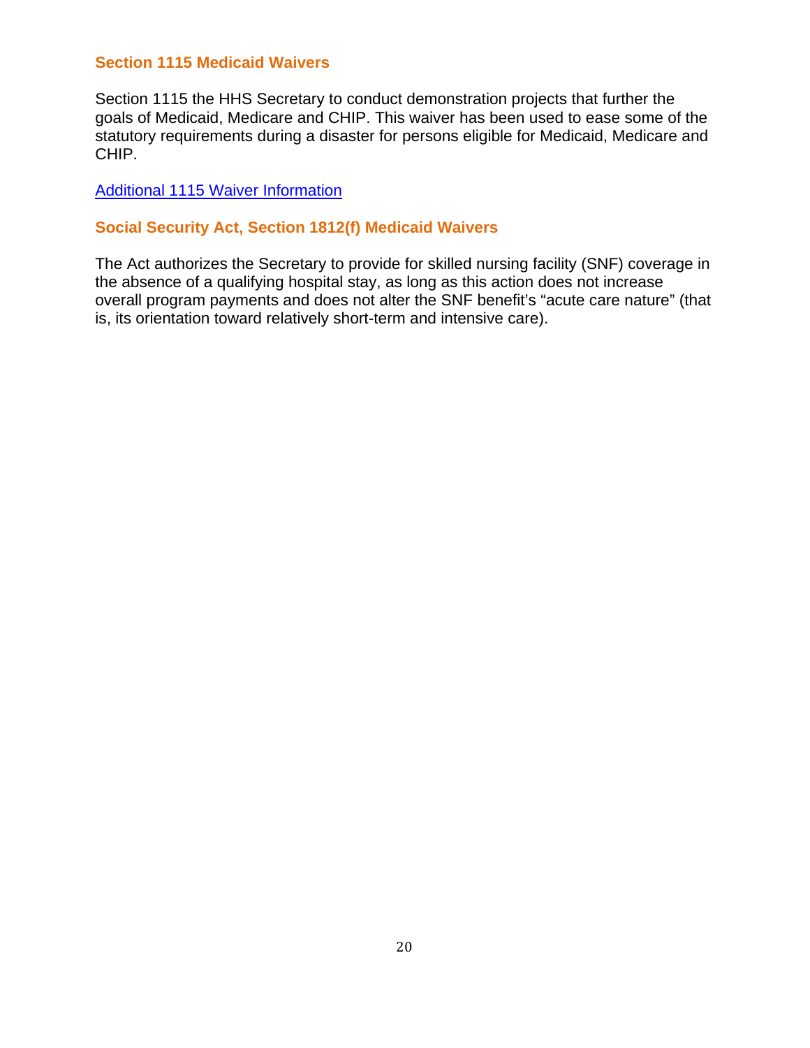### Section 1115 Medicaid Waivers

Section 1115 the HHS Secretary to conduct demonstration projects that further the goals of Medicaid, Medicare and CHIP. This waiver has been used to ease some of the statutory requirements during a disaster for persons eligible for Medicaid, Medicare and CHIP.

Additional 1115 Waiver Information

### Social Security Act, Section 1812(f) Medicaid Waivers

The Act authorizes the Secretary to provide for skilled nursing facility (SNF) coverage in the absence of a qualifying hospital stay, as long as this action does not increase overall program payments and does not alter the SNF benefit's "acute care nature" (that is, its orientation toward relatively short-term and intensive care).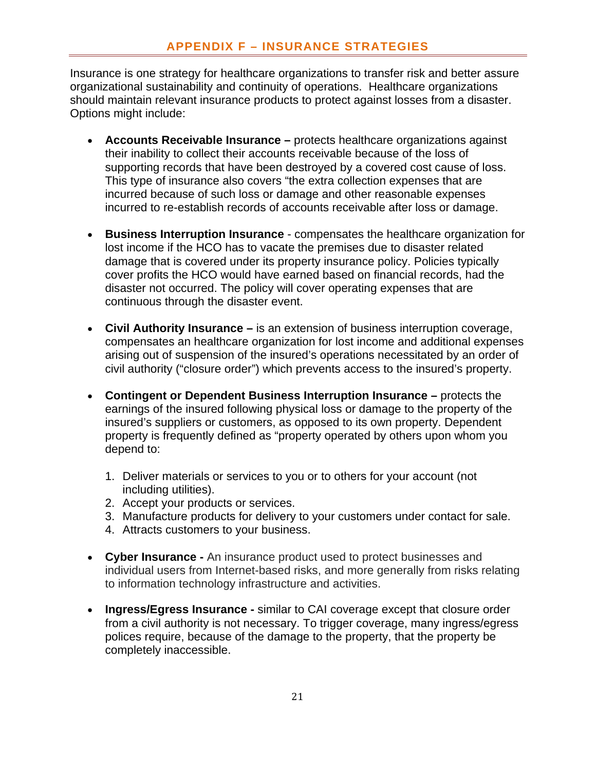## APPENDIX F – INSURANCE STRATEGIES

Insurance is one strategy for healthcare organizations to transfer risk and better assure organizational sustainability and continuity of operations. Healthcare organizations should maintain relevant insurance products to protect against losses from a disaster. Options might include:

- **Accounts Receivable Insurance –** protects healthcare organizations against their inability to collect their accounts receivable because of the loss of supporting records that have been destroyed by a covered cost cause of loss. This type of insurance also covers "the extra collection expenses that are incurred because of such loss or damage and other reasonable expenses incurred to re-establish records of accounts receivable after loss or damage.

- **Business Interruption Insurance** - compensates the healthcare organization for lost income if the HCO has to vacate the premises due to disaster related damage that is covered under its property insurance policy. Policies typically cover profits the HCO would have earned based on financial records, had the disaster not occurred. The policy will cover operating expenses that are continuous through the disaster event.

- **Civil Authority Insurance –** is an extension of business interruption coverage, compensates an healthcare organization for lost income and additional expenses arising out of suspension of the insured's operations necessitated by an order of civil authority ("closure order") which prevents access to the insured's property.

- **Contingent or Dependent Business Interruption Insurance –** protects the earnings of the insured following physical loss or damage to the property of the insured's suppliers or customers, as opposed to its own property. Dependent property is frequently defined as "property operated by others upon whom you depend to:

  1. Deliver materials or services to you or to others for your account (not including utilities).
  2. Accept your products or services.
  3. Manufacture products for delivery to your customers under contact for sale.
  4. Attracts customers to your business.

- **Cyber Insurance -** An insurance product used to protect businesses and individual users from Internet-based risks, and more generally from risks relating to information technology infrastructure and activities.

- **Ingress/Egress Insurance -** similar to CAI coverage except that closure order from a civil authority is not necessary. To trigger coverage, many ingress/egress polices require, because of the damage to the property, that the property be completely inaccessible.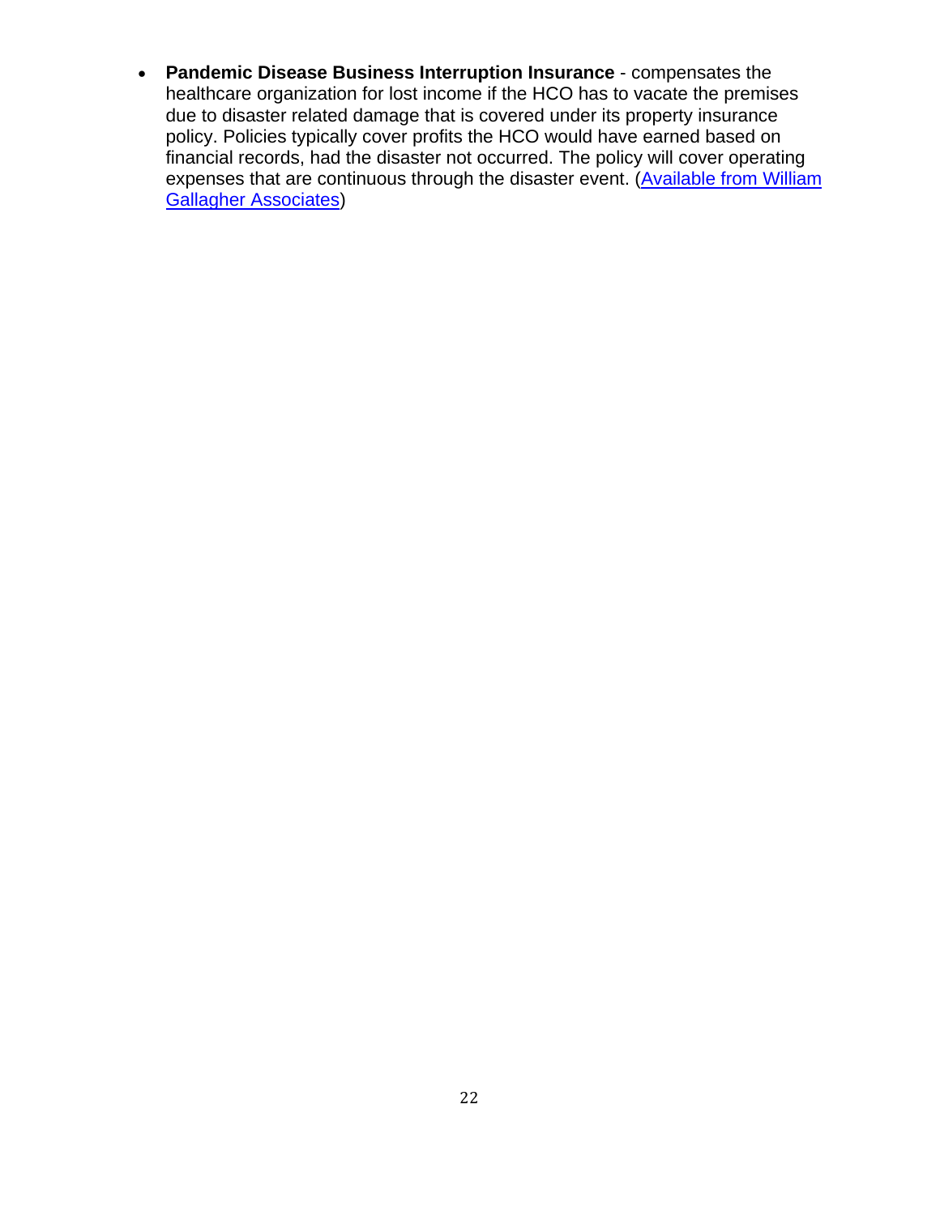- **Pandemic Disease Business Interruption Insurance** - compensates the healthcare organization for lost income if the HCO has to vacate the premises due to disaster related damage that is covered under its property insurance policy. Policies typically cover profits the HCO would have earned based on financial records, had the disaster not occurred. The policy will cover operating expenses that are continuous through the disaster event. (Available from William Gallagher Associates)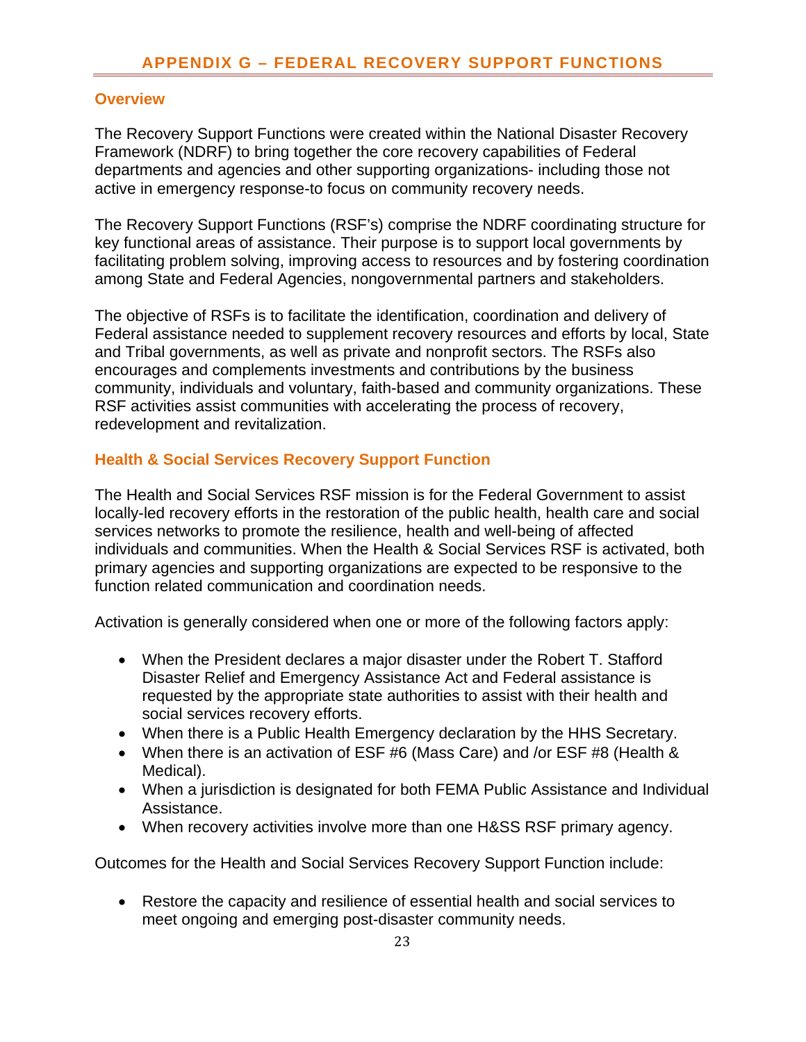# APPENDIX G – FEDERAL RECOVERY SUPPORT FUNCTIONS

## Overview

The Recovery Support Functions were created within the National Disaster Recovery Framework (NDRF) to bring together the core recovery capabilities of Federal departments and agencies and other supporting organizations- including those not active in emergency response-to focus on community recovery needs.

The Recovery Support Functions (RSF's) comprise the NDRF coordinating structure for key functional areas of assistance. Their purpose is to support local governments by facilitating problem solving, improving access to resources and by fostering coordination among State and Federal Agencies, nongovernmental partners and stakeholders.

The objective of RSFs is to facilitate the identification, coordination and delivery of Federal assistance needed to supplement recovery resources and efforts by local, State and Tribal governments, as well as private and nonprofit sectors. The RSFs also encourages and complements investments and contributions by the business community, individuals and voluntary, faith-based and community organizations. These RSF activities assist communities with accelerating the process of recovery, redevelopment and revitalization.

## Health & Social Services Recovery Support Function

The Health and Social Services RSF mission is for the Federal Government to assist locally-led recovery efforts in the restoration of the public health, health care and social services networks to promote the resilience, health and well-being of affected individuals and communities. When the Health & Social Services RSF is activated, both primary agencies and supporting organizations are expected to be responsive to the function related communication and coordination needs.

Activation is generally considered when one or more of the following factors apply:

- When the President declares a major disaster under the Robert T. Stafford Disaster Relief and Emergency Assistance Act and Federal assistance is requested by the appropriate state authorities to assist with their health and social services recovery efforts.
- When there is a Public Health Emergency declaration by the HHS Secretary.
- When there is an activation of ESF #6 (Mass Care) and /or ESF #8 (Health & Medical).
- When a jurisdiction is designated for both FEMA Public Assistance and Individual Assistance.
- When recovery activities involve more than one H&SS RSF primary agency.

Outcomes for the Health and Social Services Recovery Support Function include:

- Restore the capacity and resilience of essential health and social services to meet ongoing and emerging post-disaster community needs.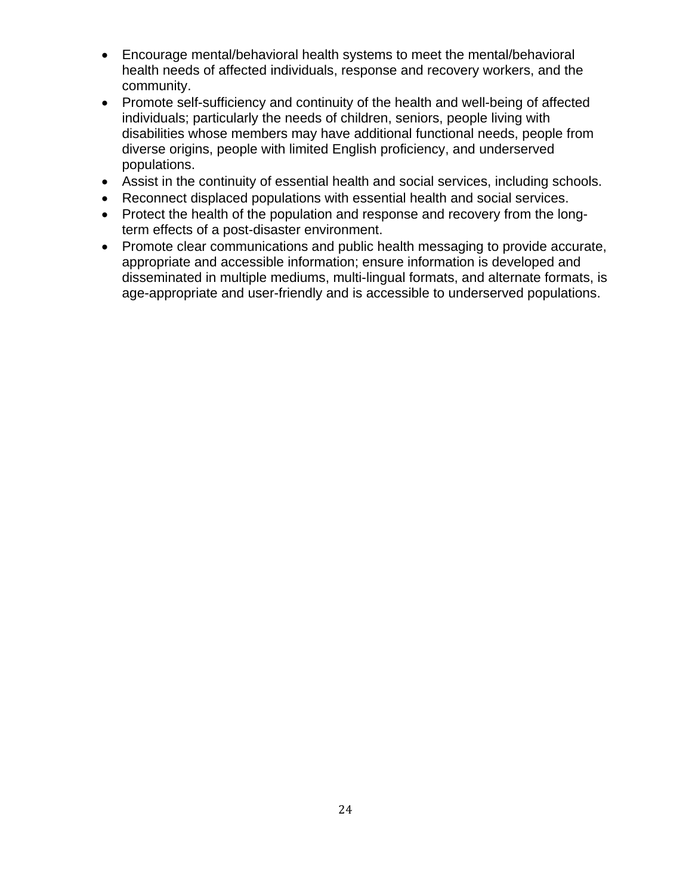- Encourage mental/behavioral health systems to meet the mental/behavioral health needs of affected individuals, response and recovery workers, and the community.
- Promote self-sufficiency and continuity of the health and well-being of affected individuals; particularly the needs of children, seniors, people living with disabilities whose members may have additional functional needs, people from diverse origins, people with limited English proficiency, and underserved populations.
- Assist in the continuity of essential health and social services, including schools.
- Reconnect displaced populations with essential health and social services.
- Protect the health of the population and response and recovery from the long-term effects of a post-disaster environment.
- Promote clear communications and public health messaging to provide accurate, appropriate and accessible information; ensure information is developed and disseminated in multiple mediums, multi-lingual formats, and alternate formats, is age-appropriate and user-friendly and is accessible to underserved populations.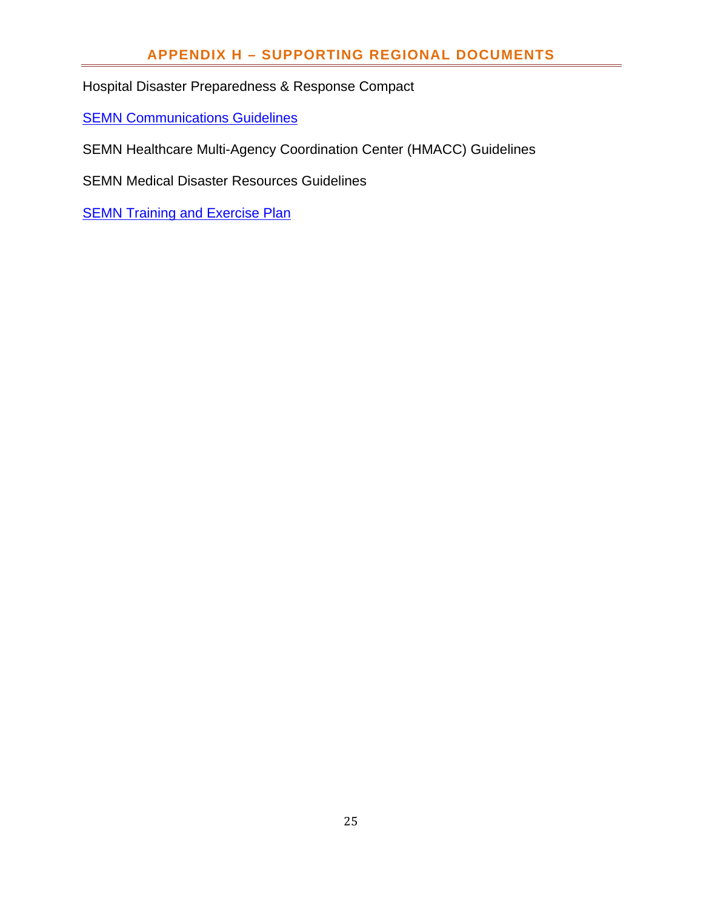## APPENDIX H – SUPPORTING REGIONAL DOCUMENTS

Hospital Disaster Preparedness & Response Compact

SEMN Communications Guidelines

SEMN Healthcare Multi-Agency Coordination Center (HMACC) Guidelines

SEMN Medical Disaster Resources Guidelines

SEMN Training and Exercise Plan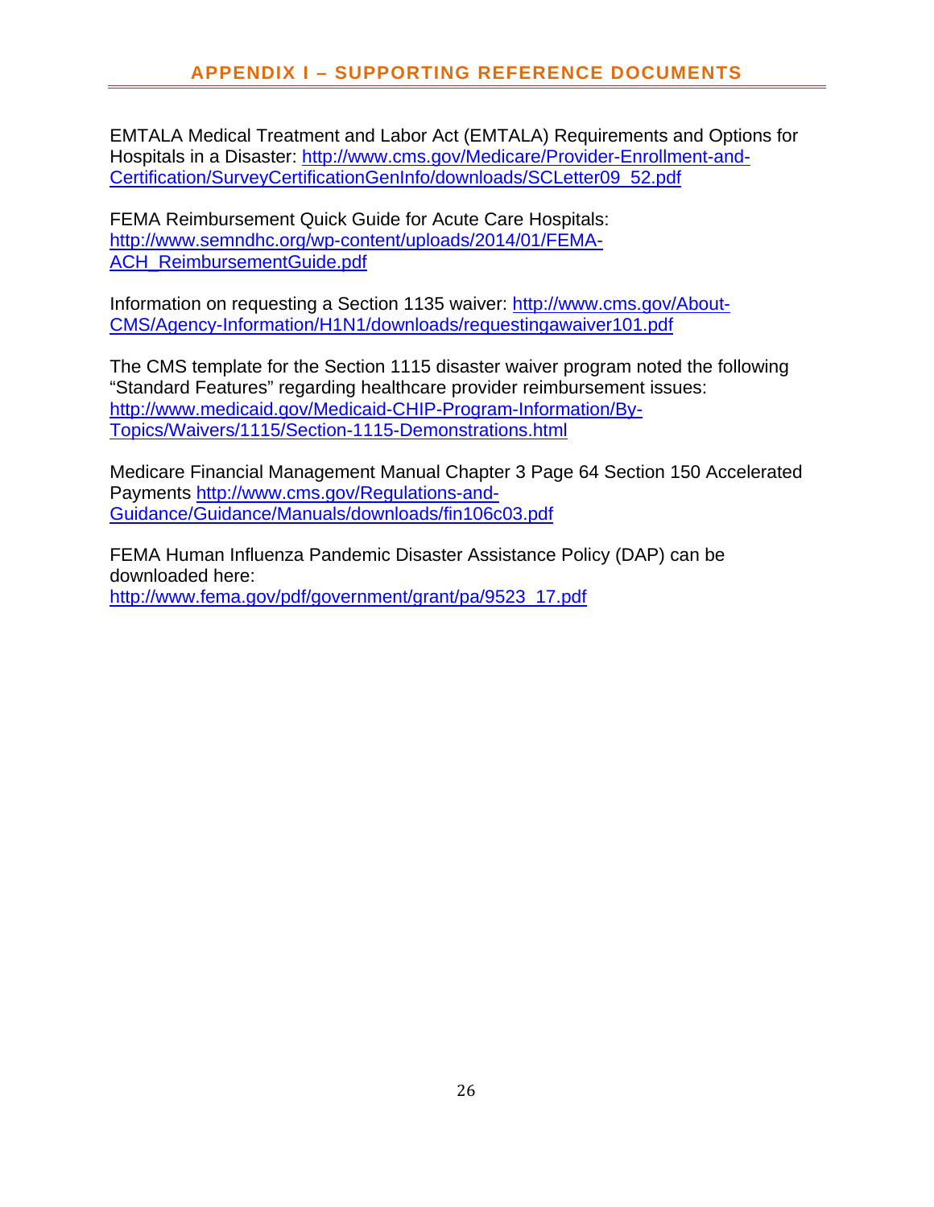## APPENDIX I – SUPPORTING REFERENCE DOCUMENTS

EMTALA Medical Treatment and Labor Act (EMTALA) Requirements and Options for Hospitals in a Disaster: http://www.cms.gov/Medicare/Provider-Enrollment-and-Certification/SurveyCertificationGenInfo/downloads/SCLetter09_52.pdf

FEMA Reimbursement Quick Guide for Acute Care Hospitals: http://www.semndhc.org/wp-content/uploads/2014/01/FEMA-ACH_ReimbursementGuide.pdf

Information on requesting a Section 1135 waiver: http://www.cms.gov/About-CMS/Agency-Information/H1N1/downloads/requestingawaiver101.pdf

The CMS template for the Section 1115 disaster waiver program noted the following "Standard Features" regarding healthcare provider reimbursement issues: http://www.medicaid.gov/Medicaid-CHIP-Program-Information/By-Topics/Waivers/1115/Section-1115-Demonstrations.html

Medicare Financial Management Manual Chapter 3 Page 64 Section 150 Accelerated Payments http://www.cms.gov/Regulations-and-Guidance/Guidance/Manuals/downloads/fin106c03.pdf

FEMA Human Influenza Pandemic Disaster Assistance Policy (DAP) can be downloaded here: http://www.fema.gov/pdf/government/grant/pa/9523_17.pdf